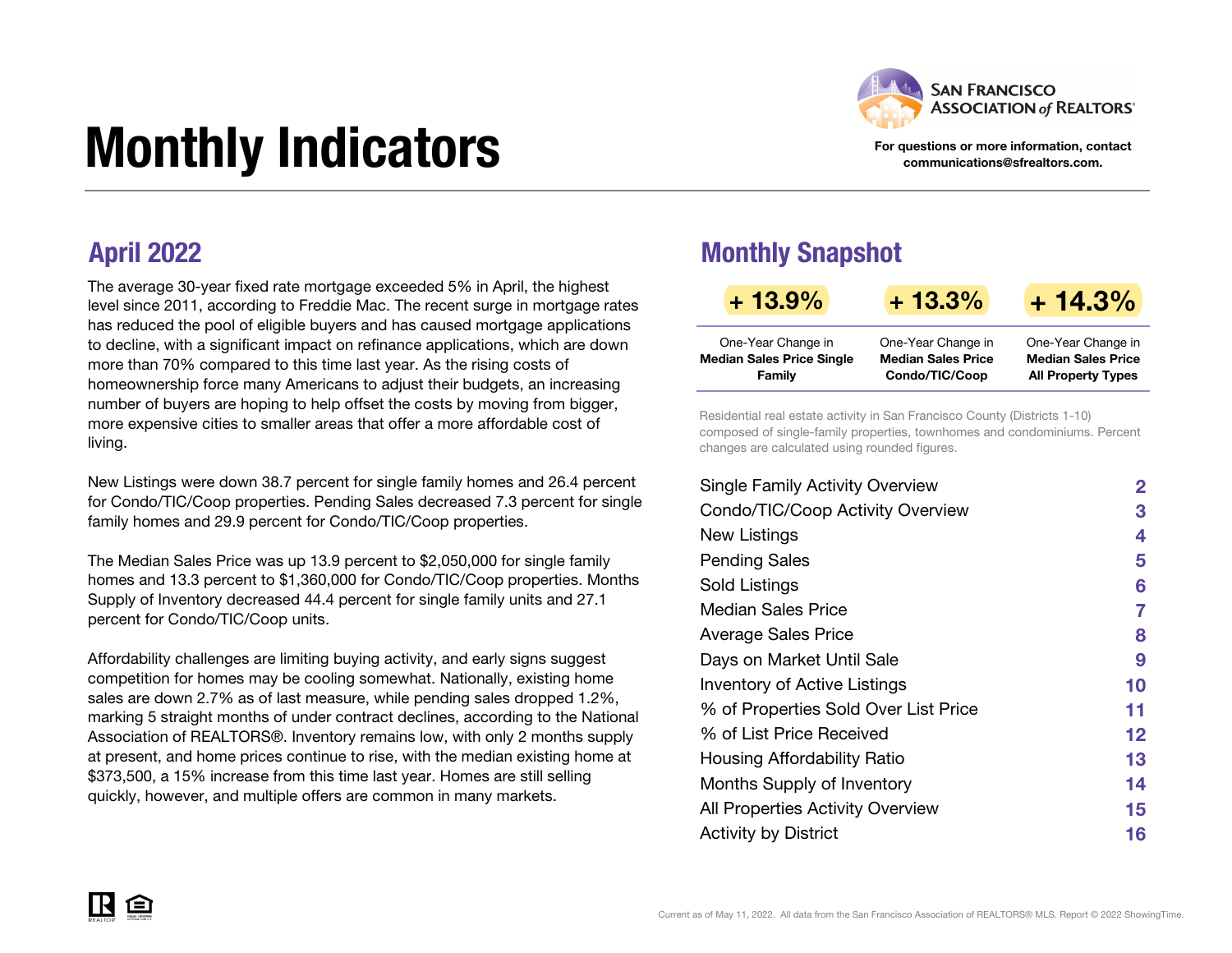# Monthly Indicators

SAN FRANCISCO ASSOCIATION *of* REALTORS®

For questions or more information, contact communications@sfrealtors.com.

## April 2022

The average 30-year fixed rate mortgage exceeded 5% in April, the highest level since 2011, according to Freddie Mac. The recent surge in mortgage rates has reduced the pool of eligible buyers and has caused mortgage applications to decline, with a significant impact on refinance applications, which are down more than 70% compared to this time last year. As the rising costs of homeownership force many Americans to adjust their budgets, an increasing number of buyers are hoping to help offset the costs by moving from bigger, more expensive cities to smaller areas that offer a more affordable cost of living.

New Listings were down 38.7 percent for single family homes and 26.4 percent for Condo/TIC/Coop properties. Pending Sales decreased 7.3 percent for single family homes and 29.9 percent for Condo/TIC/Coop properties.

The Median Sales Price was up 13.9 percent to $2,050,000 for single family homes and 13.3 percent to $1,360,000 for Condo/TIC/Coop properties. Months Supply of Inventory decreased 44.4 percent for single family units and 27.1 percent for Condo/TIC/Coop units.

Affordability challenges are limiting buying activity, and early signs suggest competition for homes may be cooling somewhat. Nationally, existing home sales are down 2.7% as of last measure, while pending sales dropped 1.2%, marking 5 straight months of under contract declines, according to the National Association of REALTORS®. Inventory remains low, with only 2 months supply at present, and home prices continue to rise, with the median existing home at $373,500, a 15% increase from this time last year. Homes are still selling quickly, however, and multiple offers are common in many markets.

## Monthly Snapshot

| + 13.9% | + 13.3% | + 14.3% |
|---|---|---|
| One-Year Change in **Median Sales Price Single Family** | One-Year Change in **Median Sales Price Condo/TIC/Coop** | One-Year Change in **Median Sales Price All Property Types** |

Residential real estate activity in San Francisco County (Districts 1-10) composed of single-family properties, townhomes and condominiums. Percent changes are calculated using rounded figures.

| | |
|---|---|
| Single Family Activity Overview | 2 |
| Condo/TIC/Coop Activity Overview | 3 |
| New Listings | 4 |
| Pending Sales | 5 |
| Sold Listings | 6 |
| Median Sales Price | 7 |
| Average Sales Price | 8 |
| Days on Market Until Sale | 9 |
| Inventory of Active Listings | 10 |
| % of Properties Sold Over List Price | 11 |
| % of List Price Received | 12 |
| Housing Affordability Ratio | 13 |
| Months Supply of Inventory | 14 |
| All Properties Activity Overview | 15 |
| Activity by District | 16 |

Current as of May 11, 2022. All data from the San Francisco Association of REALTORS® MLS. Report © 2022 ShowingTime.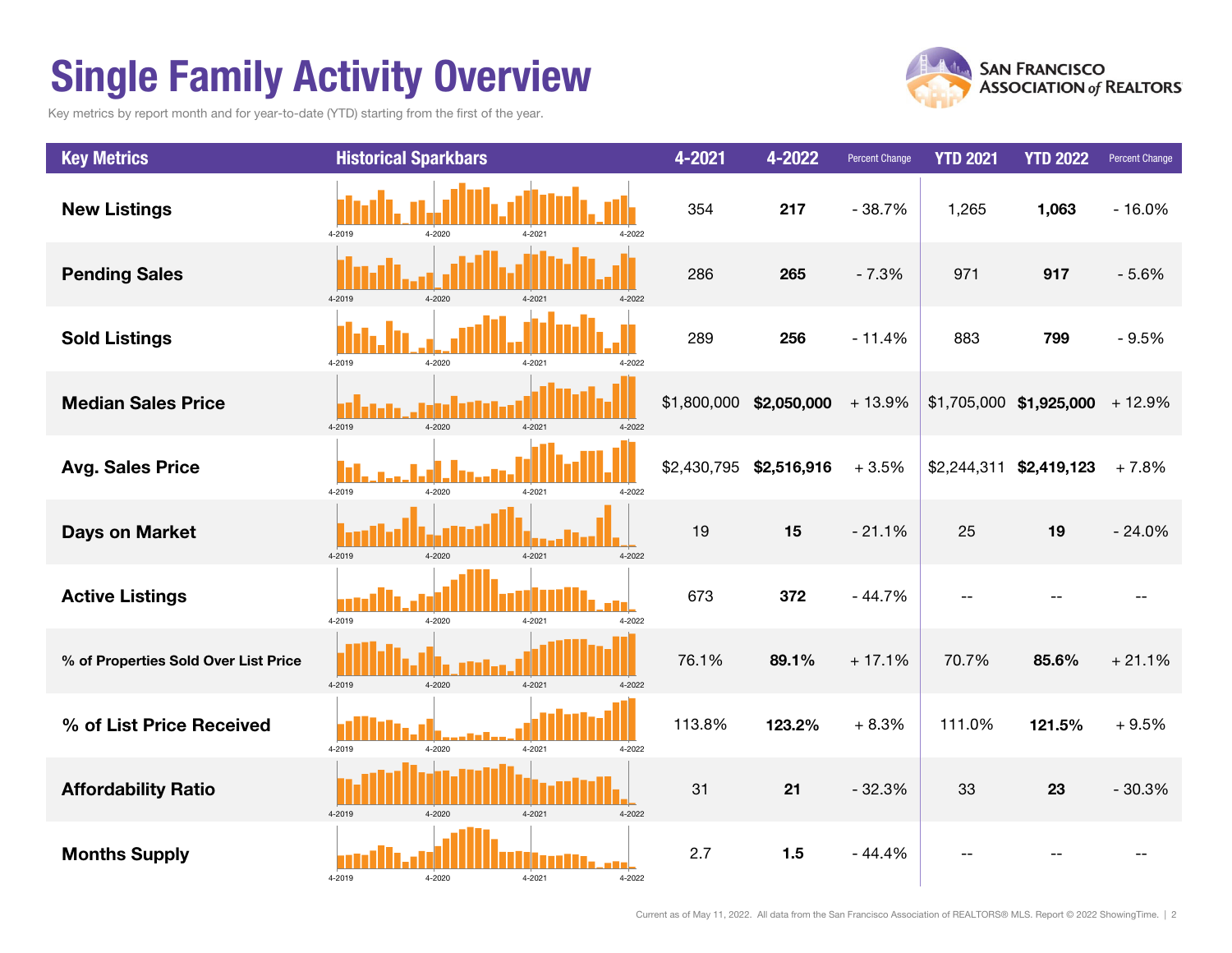# Single Family Activity Overview

Key metrics by report month and for year-to-date (YTD) starting from the first of the year.

| Key Metrics | Historical Sparkbars | 4-2021 | 4-2022 | Percent Change | YTD 2021 | YTD 2022 | Percent Change |
|---|---|---|---|---|---|---|---|
| New Listings | 4-2019 4-2020 4-2021 4-2022 | 354 | **217** | - 38.7% | 1,265 | **1,063** | - 16.0% |
| Pending Sales | 4-2019 4-2020 4-2021 4-2022 | 286 | **265** | - 7.3% | 971 | **917** | - 5.6% |
| Sold Listings | 4-2019 4-2020 4-2021 4-2022 | 289 | **256** | - 11.4% | 883 | **799** | - 9.5% |
| Median Sales Price | 4-2019 4-2020 4-2021 4-2022 | $1,800,000 | **$2,050,000** | + 13.9% | $1,705,000 | **$1,925,000** | + 12.9% |
| Avg. Sales Price | 4-2019 4-2020 4-2021 4-2022 | $2,430,795 | **$2,516,916** | + 3.5% | $2,244,311 | **$2,419,123** | + 7.8% |
| Days on Market | 4-2019 4-2020 4-2021 4-2022 | 19 | **15** | - 21.1% | 25 | **19** | - 24.0% |
| Active Listings | 4-2019 4-2020 4-2021 4-2022 | 673 | **372** | - 44.7% | -- | -- | -- |
| % of Properties Sold Over List Price | 4-2019 4-2020 4-2021 4-2022 | 76.1% | **89.1%** | + 17.1% | 70.7% | **85.6%** | + 21.1% |
| % of List Price Received | 4-2019 4-2020 4-2021 4-2022 | 113.8% | **123.2%** | + 8.3% | 111.0% | **121.5%** | + 9.5% |
| Affordability Ratio | 4-2019 4-2020 4-2021 4-2022 | 31 | **21** | - 32.3% | 33 | **23** | - 30.3% |
| Months Supply | 4-2019 4-2020 4-2021 4-2022 | 2.7 | **1.5** | - 44.4% | -- | -- | -- |

Current as of May 11, 2022. All data from the San Francisco Association of REALTORS® MLS. Report © 2022 ShowingTime.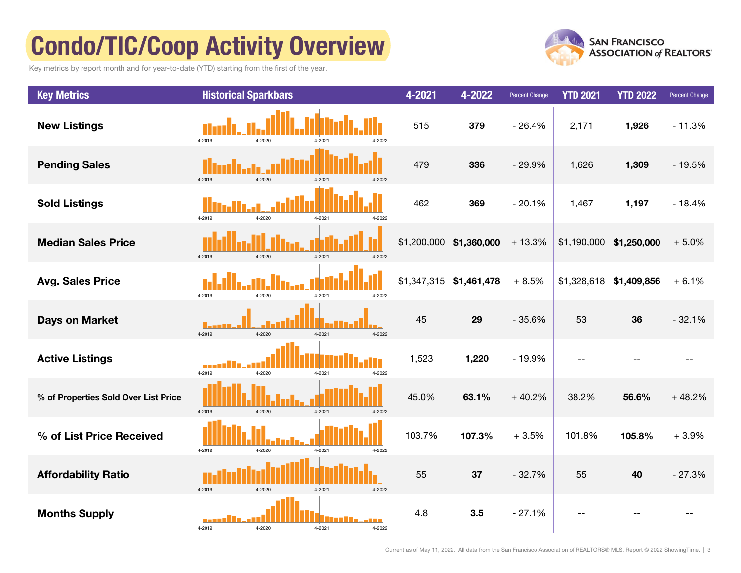# Condo/TIC/Coop Activity Overview

Key metrics by report month and for year-to-date (YTD) starting from the first of the year.

| Key Metrics | Historical Sparkbars | 4-2021 | 4-2022 | Percent Change | YTD 2021 | YTD 2022 | Percent Change |
|---|---|---|---|---|---|---|---|
| New Listings | 4-2019 4-2020 4-2021 4-2022 | 515 | **379** | - 26.4% | 2,171 | **1,926** | - 11.3% |
| Pending Sales | 4-2019 4-2020 4-2021 4-2022 | 479 | **336** | - 29.9% | 1,626 | **1,309** | - 19.5% |
| Sold Listings | 4-2019 4-2020 4-2021 4-2022 | 462 | **369** | - 20.1% | 1,467 | **1,197** | - 18.4% |
| Median Sales Price | 4-2019 4-2020 4-2021 4-2022 | $1,200,000 | **$1,360,000** | + 13.3% | $1,190,000 | **$1,250,000** | + 5.0% |
| Avg. Sales Price | 4-2019 4-2020 4-2021 4-2022 | $1,347,315 | **$1,461,478** | + 8.5% | $1,328,618 | **$1,409,856** | + 6.1% |
| Days on Market | 4-2019 4-2020 4-2021 4-2022 | 45 | **29** | - 35.6% | 53 | **36** | - 32.1% |
| Active Listings | 4-2019 4-2020 4-2021 4-2022 | 1,523 | **1,220** | - 19.9% | -- | -- | -- |
| % of Properties Sold Over List Price | 4-2019 4-2020 4-2021 4-2022 | 45.0% | **63.1%** | + 40.2% | 38.2% | **56.6%** | + 48.2% |
| % of List Price Received | 4-2019 4-2020 4-2021 4-2022 | 103.7% | **107.3%** | + 3.5% | 101.8% | **105.8%** | + 3.9% |
| Affordability Ratio | 4-2019 4-2020 4-2021 4-2022 | 55 | **37** | - 32.7% | 55 | **40** | - 27.3% |
| Months Supply | 4-2019 4-2020 4-2021 4-2022 | 4.8 | **3.5** | - 27.1% | -- | -- | -- |

Current as of May 11, 2022. All data from the San Francisco Association of REALTORS® MLS. Report © 2022 ShowingTime.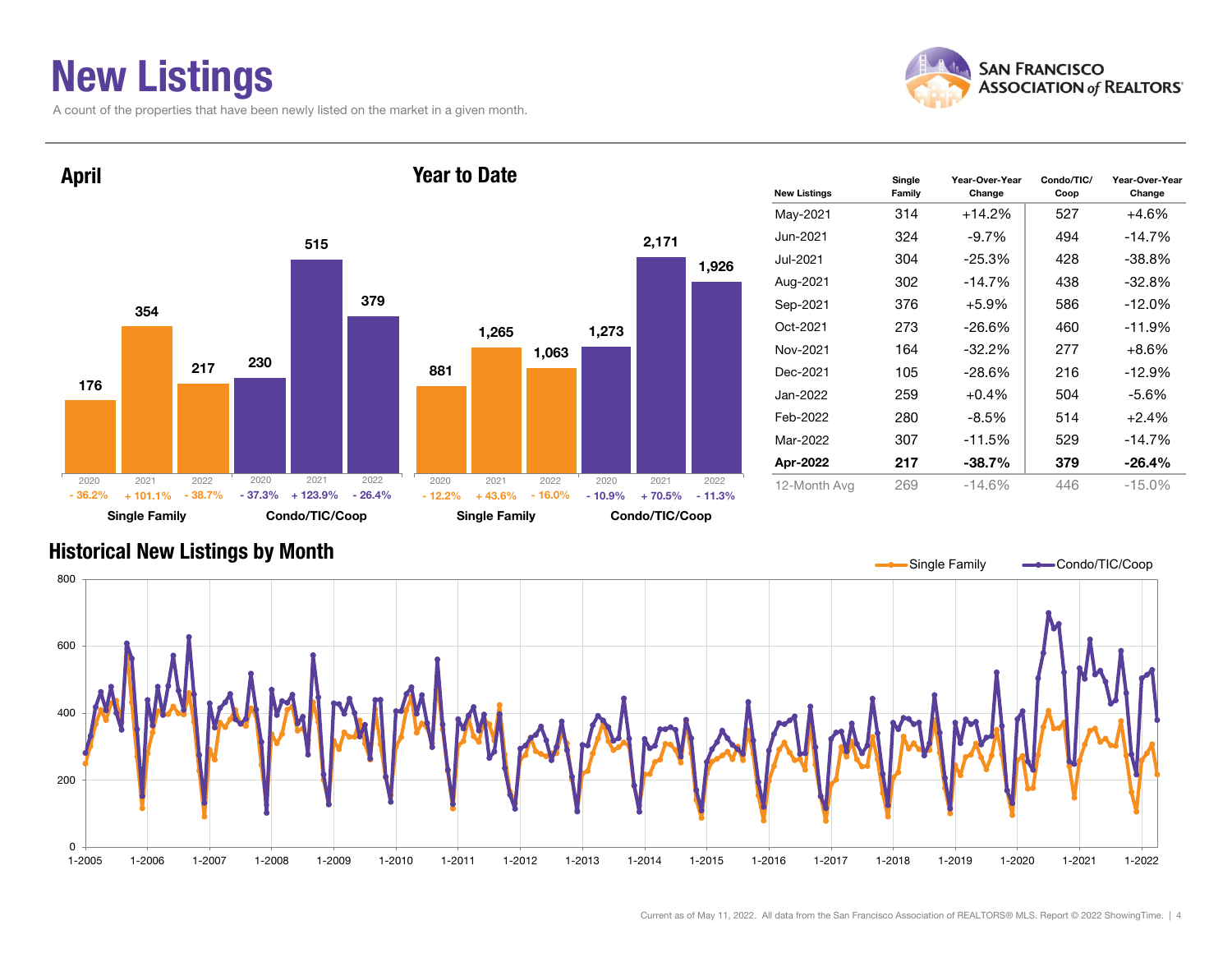# New Listings

A count of the properties that have been newly listed on the market in a given month.

## April

| | 2020 | 2021 | 2022 |
|---|---|---|---|
| Single Family | 176 | 354 | 217 |
| Change | - 36.2% | + 101.1% | - 38.7% |
| Condo/TIC/Coop | 230 | 515 | 379 |
| Change | - 37.3% | + 123.9% | - 26.4% |

## Year to Date

| | 2020 | 2021 | 2022 |
|---|---|---|---|
| Single Family | 881 | 1,265 | 1,063 |
| Change | - 12.2% | + 43.6% | - 16.0% |
| Condo/TIC/Coop | 1,273 | 2,171 | 1,926 |
| Change | - 10.9% | + 70.5% | - 11.3% |

| New Listings | Single Family | Year-Over-Year Change | Condo/TIC/Coop | Year-Over-Year Change |
|---|---|---|---|---|
| May-2021 | 314 | +14.2% | 527 | +4.6% |
| Jun-2021 | 324 | -9.7% | 494 | -14.7% |
| Jul-2021 | 304 | -25.3% | 428 | -38.8% |
| Aug-2021 | 302 | -14.7% | 438 | -32.8% |
| Sep-2021 | 376 | +5.9% | 586 | -12.0% |
| Oct-2021 | 273 | -26.6% | 460 | -11.9% |
| Nov-2021 | 164 | -32.2% | 277 | +8.6% |
| Dec-2021 | 105 | -28.6% | 216 | -12.9% |
| Jan-2022 | 259 | +0.4% | 504 | -5.6% |
| Feb-2022 | 280 | -8.5% | 514 | +2.4% |
| Mar-2022 | 307 | -11.5% | 529 | -14.7% |
| **Apr-2022** | **217** | **-38.7%** | **379** | **-26.4%** |
| 12-Month Avg | 269 | -14.6% | 446 | -15.0% |

## Historical New Listings by Month

Single Family — Condo/TIC/Coop

Current as of May 11, 2022. All data from the San Francisco Association of REALTORS® MLS. Report © 2022 ShowingTime.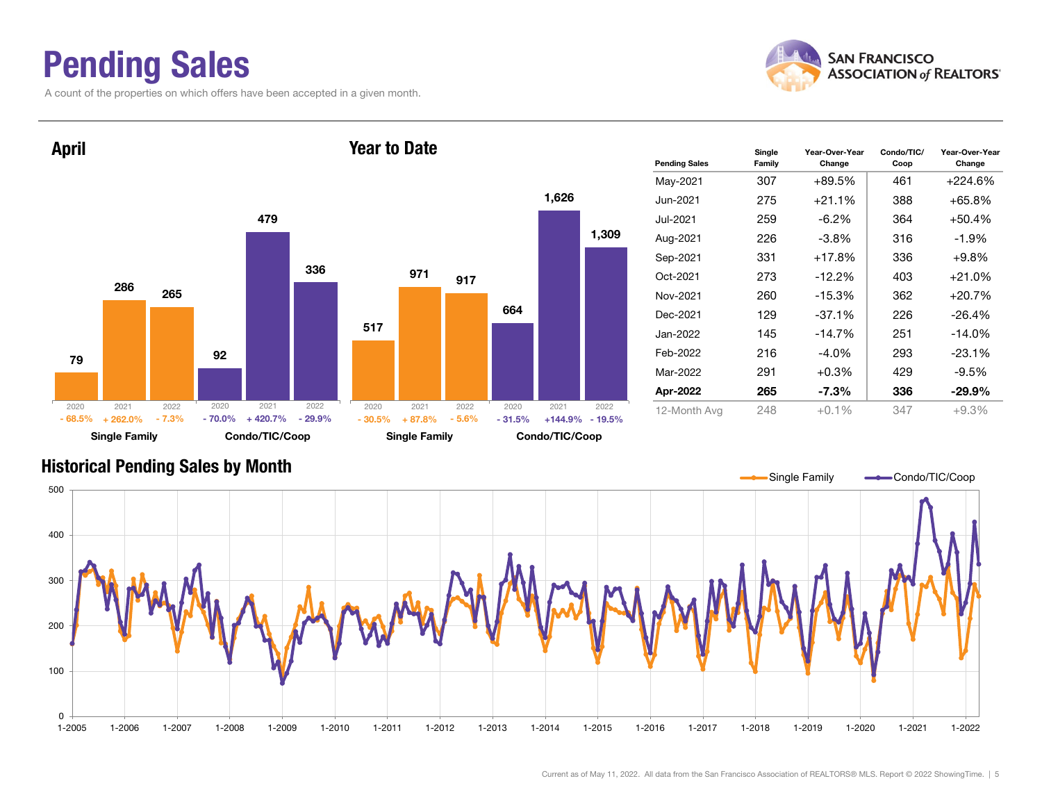# Pending Sales

A count of the properties on which offers have been accepted in a given month.

SAN FRANCISCO ASSOCIATION of REALTORS®

## April

| | 2020 | 2021 | 2022 |
|---|---|---|---|
| Single Family | 79 | 286 | 265 |
| Change | - 68.5% | + 262.0% | - 7.3% |
| Condo/TIC/Coop | 92 | 479 | 336 |
| Change | - 70.0% | + 420.7% | - 29.9% |

## Year to Date

| | 2020 | 2021 | 2022 |
|---|---|---|---|
| Single Family | 517 | 971 | 917 |
| Change | - 30.5% | + 87.8% | - 5.6% |
| Condo/TIC/Coop | 664 | 1,626 | 1,309 |
| Change | - 31.5% | +144.9% | - 19.5% |

| Pending Sales | Single Family | Year-Over-Year Change | Condo/TIC/ Coop | Year-Over-Year Change |
|---|---|---|---|---|
| May-2021 | 307 | +89.5% | 461 | +224.6% |
| Jun-2021 | 275 | +21.1% | 388 | +65.8% |
| Jul-2021 | 259 | -6.2% | 364 | +50.4% |
| Aug-2021 | 226 | -3.8% | 316 | -1.9% |
| Sep-2021 | 331 | +17.8% | 336 | +9.8% |
| Oct-2021 | 273 | -12.2% | 403 | +21.0% |
| Nov-2021 | 260 | -15.3% | 362 | +20.7% |
| Dec-2021 | 129 | -37.1% | 226 | -26.4% |
| Jan-2022 | 145 | -14.7% | 251 | -14.0% |
| Feb-2022 | 216 | -4.0% | 293 | -23.1% |
| Mar-2022 | 291 | +0.3% | 429 | -9.5% |
| **Apr-2022** | **265** | **-7.3%** | **336** | **-29.9%** |
| 12-Month Avg | 248 | +0.1% | 347 | +9.3% |

## Historical Pending Sales by Month

Single Family — Condo/TIC/Coop

Current as of May 11, 2022. All data from the San Francisco Association of REALTORS® MLS. Report © 2022 ShowingTime.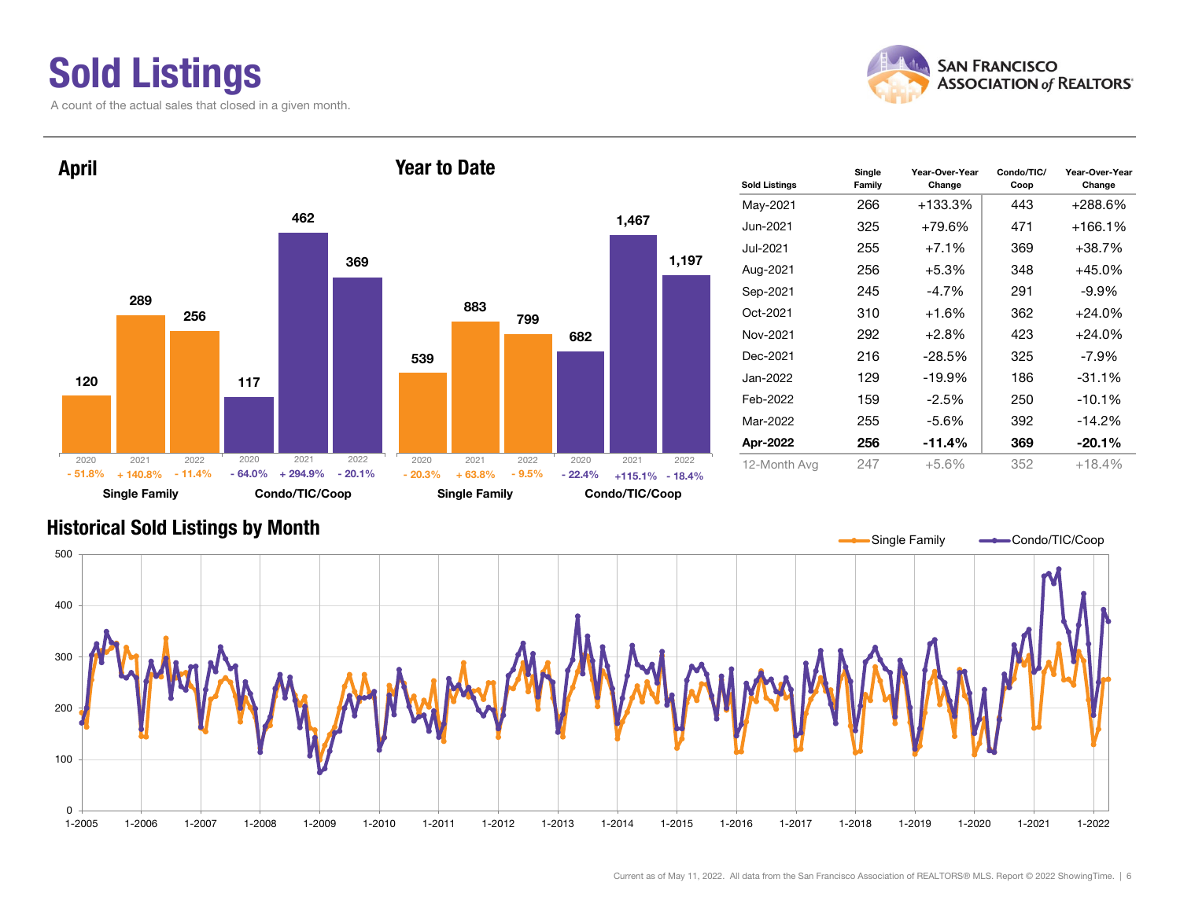# Sold Listings

A count of the actual sales that closed in a given month.

## April

| | 2020 | 2021 | 2022 |
|---|---|---|---|
| Single Family | 120 | 289 | 256 |
| Change | - 51.8% | + 140.8% | - 11.4% |
| Condo/TIC/Coop | 117 | 462 | 369 |
| Change | - 64.0% | + 294.9% | - 20.1% |

## Year to Date

| | 2020 | 2021 | 2022 |
|---|---|---|---|
| Single Family | 539 | 883 | 799 |
| Change | - 20.3% | + 63.8% | - 9.5% |
| Condo/TIC/Coop | 682 | 1,467 | 1,197 |
| Change | - 22.4% | +115.1% | - 18.4% |

| Sold Listings | Single Family | Year-Over-Year Change | Condo/TIC/ Coop | Year-Over-Year Change |
|---|---|---|---|---|
| May-2021 | 266 | +133.3% | 443 | +288.6% |
| Jun-2021 | 325 | +79.6% | 471 | +166.1% |
| Jul-2021 | 255 | +7.1% | 369 | +38.7% |
| Aug-2021 | 256 | +5.3% | 348 | +45.0% |
| Sep-2021 | 245 | -4.7% | 291 | -9.9% |
| Oct-2021 | 310 | +1.6% | 362 | +24.0% |
| Nov-2021 | 292 | +2.8% | 423 | +24.0% |
| Dec-2021 | 216 | -28.5% | 325 | -7.9% |
| Jan-2022 | 129 | -19.9% | 186 | -31.1% |
| Feb-2022 | 159 | -2.5% | 250 | -10.1% |
| Mar-2022 | 255 | -5.6% | 392 | -14.2% |
| **Apr-2022** | **256** | **-11.4%** | **369** | **-20.1%** |
| 12-Month Avg | 247 | +5.6% | 352 | +18.4% |

## Historical Sold Listings by Month

Single Family | Condo/TIC/Coop

Current as of May 11, 2022. All data from the San Francisco Association of REALTORS® MLS. Report © 2022 ShowingTime.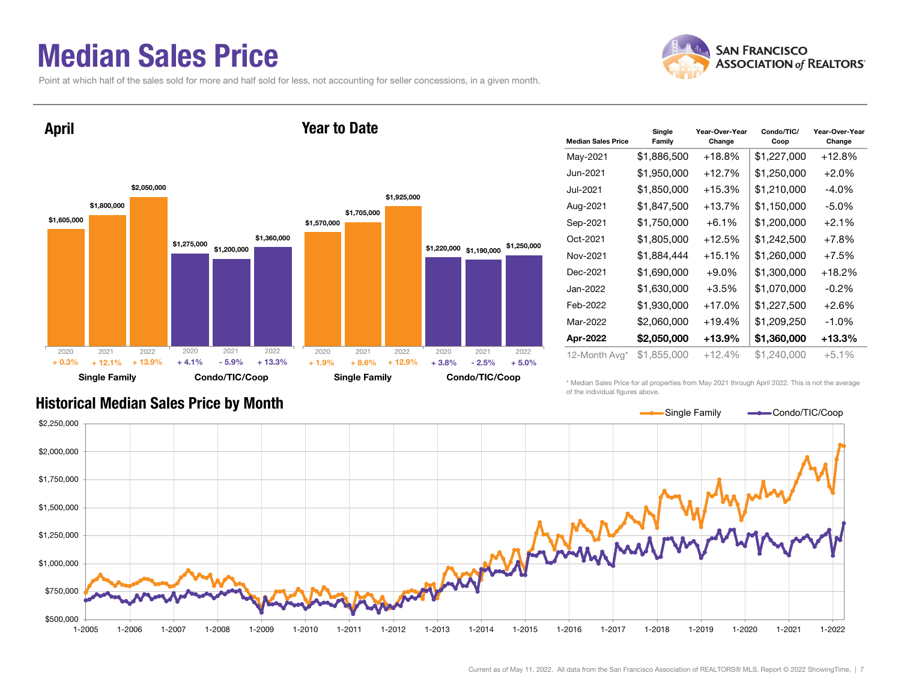# Median Sales Price

Point at which half of the sales sold for more and half sold for less, not accounting for seller concessions, in a given month.

## April

| | 2020 | 2021 | 2022 |
|---|---|---|---|
| Single Family | $1,605,000 (+ 0.3%) | $1,800,000 (+ 12.1%) | $2,050,000 (+ 13.9%) |
| Condo/TIC/Coop | $1,275,000 (+ 4.1%) | $1,200,000 (- 5.9%) | $1,360,000 (+ 13.3%) |

## Year to Date

| | 2020 | 2021 | 2022 |
|---|---|---|---|
| Single Family | $1,570,000 (+ 1.9%) | $1,705,000 (+ 8.6%) | $1,925,000 (+ 12.9%) |
| Condo/TIC/Coop | $1,220,000 (+ 3.8%) | $1,190,000 (- 2.5%) | $1,250,000 (+ 5.0%) |

| Median Sales Price | Single Family | Year-Over-Year Change | Condo/TIC/Coop | Year-Over-Year Change |
|---|---|---|---|---|
| May-2021 | $1,886,500 | +18.8% | $1,227,000 | +12.8% |
| Jun-2021 | $1,950,000 | +12.7% | $1,250,000 | +2.0% |
| Jul-2021 | $1,850,000 | +15.3% | $1,210,000 | -4.0% |
| Aug-2021 | $1,847,500 | +13.7% | $1,150,000 | -5.0% |
| Sep-2021 | $1,750,000 | +6.1% | $1,200,000 | +2.1% |
| Oct-2021 | $1,805,000 | +12.5% | $1,242,500 | +7.8% |
| Nov-2021 | $1,884,444 | +15.1% | $1,260,000 | +7.5% |
| Dec-2021 | $1,690,000 | +9.0% | $1,300,000 | +18.2% |
| Jan-2022 | $1,630,000 | +3.5% | $1,070,000 | -0.2% |
| Feb-2022 | $1,930,000 | +17.0% | $1,227,500 | +2.6% |
| Mar-2022 | $2,060,000 | +19.4% | $1,209,250 | -1.0% |
| **Apr-2022** | **$2,050,000** | **+13.9%** | **$1,360,000** | **+13.3%** |
| 12-Month Avg* | $1,855,000 | +12.4% | $1,240,000 | +5.1% |

\* Median Sales Price for all properties from May 2021 through April 2022. This is not the average of the individual figures above.

## Historical Median Sales Price by Month

Current as of May 11, 2022. All data from the San Francisco Association of REALTORS® MLS. Report © 2022 ShowingTime.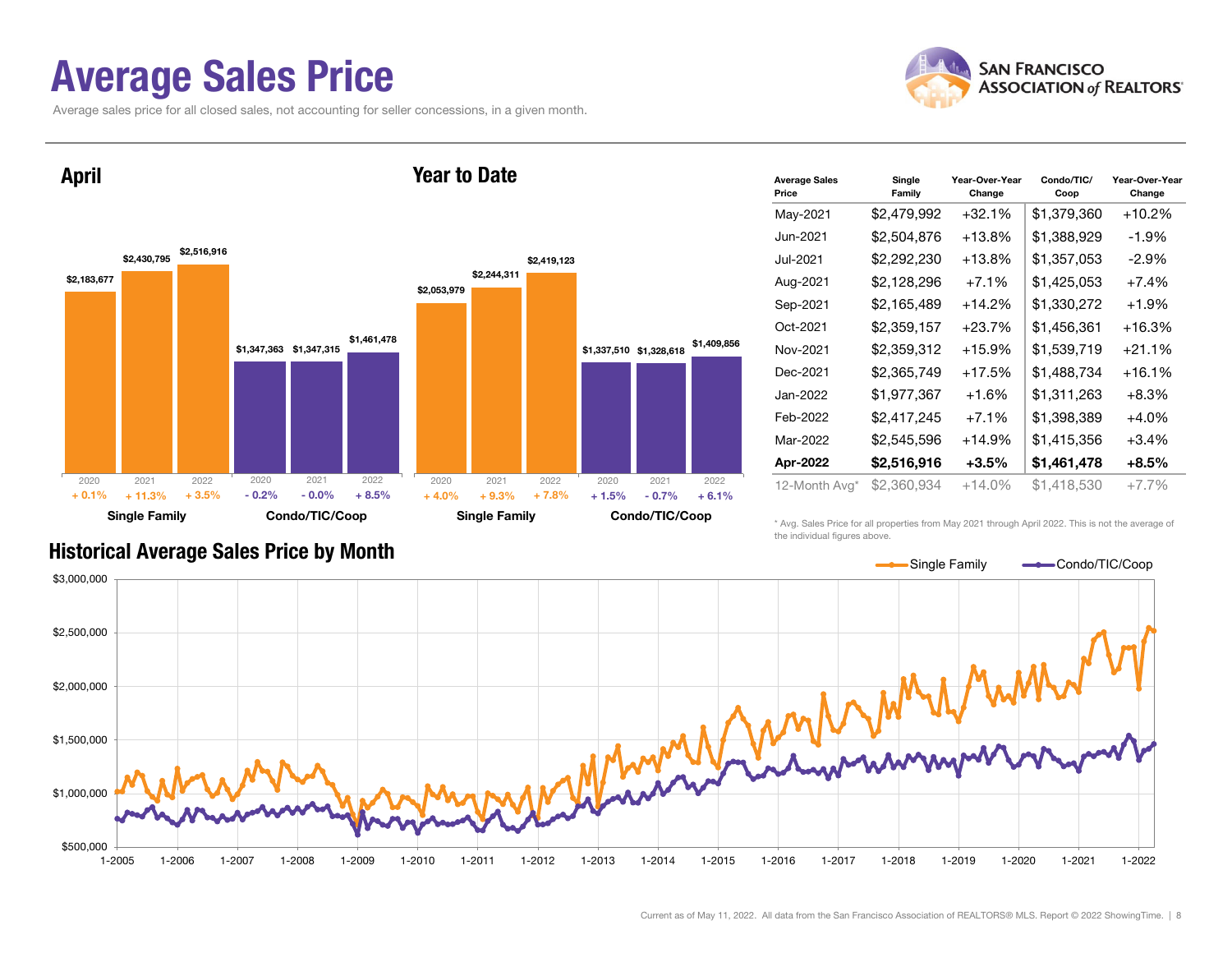# Average Sales Price

Average sales price for all closed sales, not accounting for seller concessions, in a given month.

## April

| | 2020 | 2021 | 2022 |
|---|---|---|---|
| Single Family | $2,183,677 | $2,430,795 | $2,516,916 |
| | + 0.1% | + 11.3% | + 3.5% |
| Condo/TIC/Coop | $1,347,363 | $1,347,315 | $1,461,478 |
| | - 0.2% | - 0.0% | + 8.5% |

## Year to Date

| | 2020 | 2021 | 2022 |
|---|---|---|---|
| Single Family | $2,053,979 | $2,244,311 | $2,419,123 |
| | + 4.0% | + 9.3% | + 7.8% |
| Condo/TIC/Coop | $1,337,510 | $1,328,618 | $1,409,856 |
| | + 1.5% | - 0.7% | + 6.1% |

| Average Sales Price | Single Family | Year-Over-Year Change | Condo/TIC/Coop | Year-Over-Year Change |
|---|---|---|---|---|
| May-2021 | $2,479,992 | +32.1% | $1,379,360 | +10.2% |
| Jun-2021 | $2,504,876 | +13.8% | $1,388,929 | -1.9% |
| Jul-2021 | $2,292,230 | +13.8% | $1,357,053 | -2.9% |
| Aug-2021 | $2,128,296 | +7.1% | $1,425,053 | +7.4% |
| Sep-2021 | $2,165,489 | +14.2% | $1,330,272 | +1.9% |
| Oct-2021 | $2,359,157 | +23.7% | $1,456,361 | +16.3% |
| Nov-2021 | $2,359,312 | +15.9% | $1,539,719 | +21.1% |
| Dec-2021 | $2,365,749 | +17.5% | $1,488,734 | +16.1% |
| Jan-2022 | $1,977,367 | +1.6% | $1,311,263 | +8.3% |
| Feb-2022 | $2,417,245 | +7.1% | $1,398,389 | +4.0% |
| Mar-2022 | $2,545,596 | +14.9% | $1,415,356 | +3.4% |
| **Apr-2022** | **$2,516,916** | **+3.5%** | **$1,461,478** | **+8.5%** |
| 12-Month Avg* | $2,360,934 | +14.0% | $1,418,530 | +7.7% |

\* Avg. Sales Price for all properties from May 2021 through April 2022. This is not the average of the individual figures above.

## Historical Average Sales Price by Month

Single Family — Condo/TIC/Coop

Current as of May 11, 2022. All data from the San Francisco Association of REALTORS® MLS. Report © 2022 ShowingTime.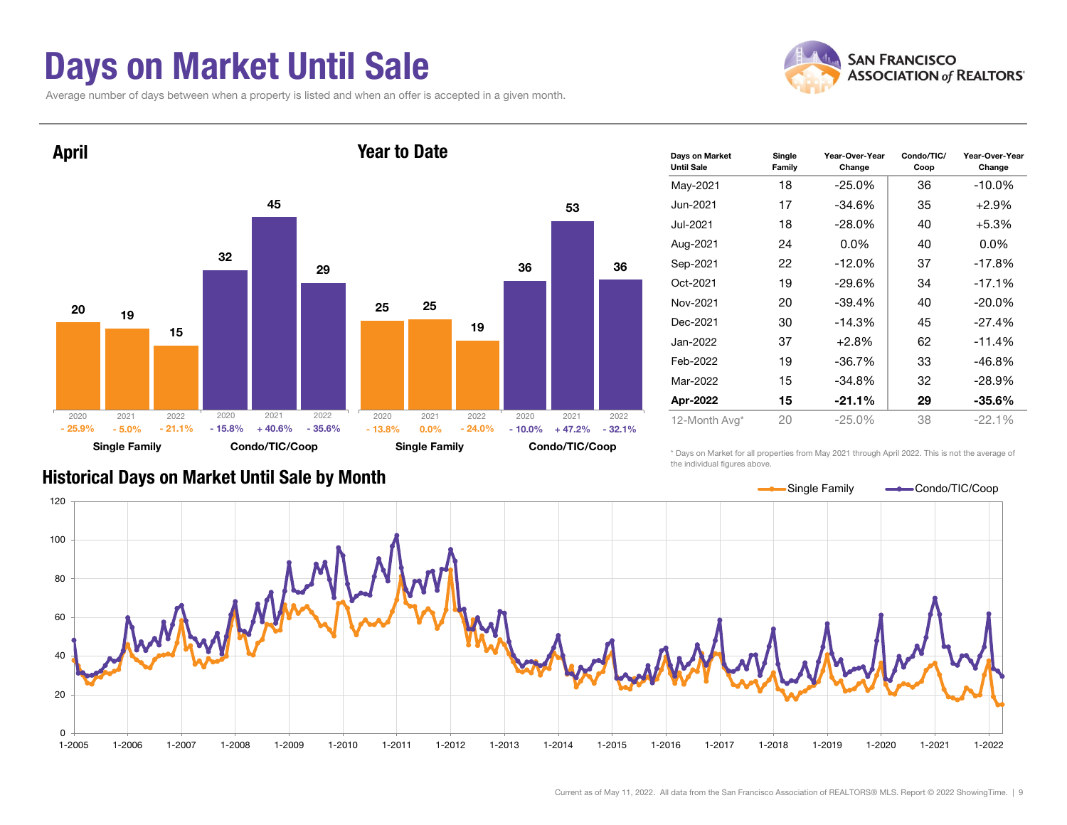# Days on Market Until Sale

Average number of days between when a property is listed and when an offer is accepted in a given month.

**SAN FRANCISCO ASSOCIATION of REALTORS®**

## April

| | Single Family | | | Condo/TIC/Coop | | |
|---|---|---|---|---|---|---|
| Year | 2020 | 2021 | 2022 | 2020 | 2021 | 2022 |
| Days | 20 | 19 | 15 | 32 | 45 | 29 |
| Change | - 25.9% | - 5.0% | - 21.1% | - 15.8% | + 40.6% | - 35.6% |

## Year to Date

| | Single Family | | | Condo/TIC/Coop | | |
|---|---|---|---|---|---|---|
| Year | 2020 | 2021 | 2022 | 2020 | 2021 | 2022 |
| Days | 25 | 25 | 19 | 36 | 53 | 36 |
| Change | - 13.8% | 0.0% | - 24.0% | - 10.0% | + 47.2% | - 32.1% |

| Days on Market Until Sale | Single Family | Year-Over-Year Change | Condo/TIC/Coop | Year-Over-Year Change |
|---|---|---|---|---|
| May-2021 | 18 | -25.0% | 36 | -10.0% |
| Jun-2021 | 17 | -34.6% | 35 | +2.9% |
| Jul-2021 | 18 | -28.0% | 40 | +5.3% |
| Aug-2021 | 24 | 0.0% | 40 | 0.0% |
| Sep-2021 | 22 | -12.0% | 37 | -17.8% |
| Oct-2021 | 19 | -29.6% | 34 | -17.1% |
| Nov-2021 | 20 | -39.4% | 40 | -20.0% |
| Dec-2021 | 30 | -14.3% | 45 | -27.4% |
| Jan-2022 | 37 | +2.8% | 62 | -11.4% |
| Feb-2022 | 19 | -36.7% | 33 | -46.8% |
| Mar-2022 | 15 | -34.8% | 32 | -28.9% |
| **Apr-2022** | **15** | **-21.1%** | **29** | **-35.6%** |
| 12-Month Avg* | 20 | -25.0% | 38 | -22.1% |

\* Days on Market for all properties from May 2021 through April 2022. This is not the average of the individual figures above.

## Historical Days on Market Until Sale by Month

Single Family — Condo/TIC/Coop

Current as of May 11, 2022. All data from the San Francisco Association of REALTORS® MLS. Report © 2022 ShowingTime.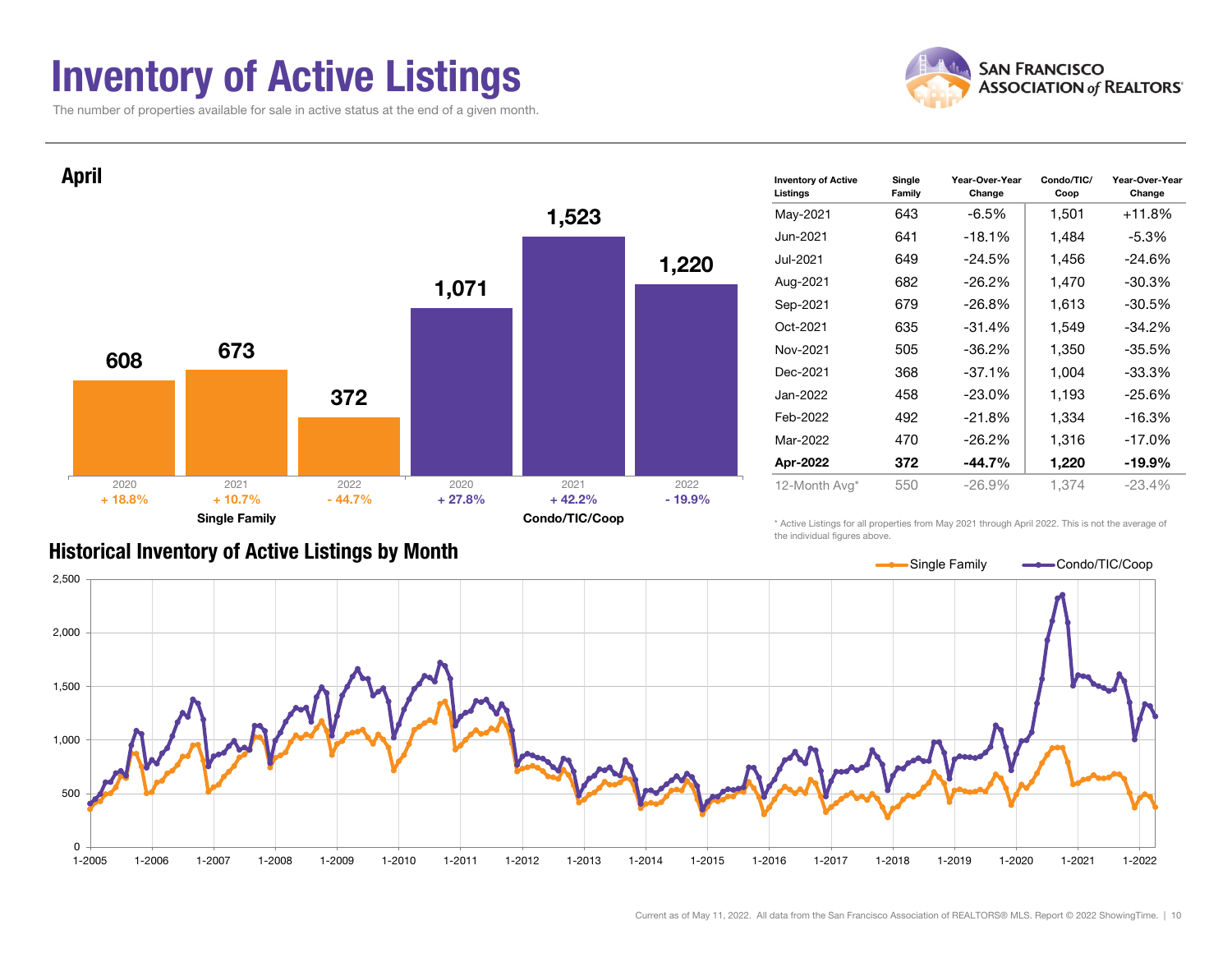# Inventory of Active Listings

The number of properties available for sale in active status at the end of a given month.

## April

| | 2020 | 2021 | 2022 |
|---|---|---|---|
| Single Family | 608 | 673 | 372 |
| Change | + 18.8% | + 10.7% | - 44.7% |
| Condo/TIC/Coop | 1,071 | 1,523 | 1,220 |
| Change | + 27.8% | + 42.2% | - 19.9% |

| Inventory of Active Listings | Single Family | Year-Over-Year Change | Condo/TIC/ Coop | Year-Over-Year Change |
|---|---|---|---|---|
| May-2021 | 643 | -6.5% | 1,501 | +11.8% |
| Jun-2021 | 641 | -18.1% | 1,484 | -5.3% |
| Jul-2021 | 649 | -24.5% | 1,456 | -24.6% |
| Aug-2021 | 682 | -26.2% | 1,470 | -30.3% |
| Sep-2021 | 679 | -26.8% | 1,613 | -30.5% |
| Oct-2021 | 635 | -31.4% | 1,549 | -34.2% |
| Nov-2021 | 505 | -36.2% | 1,350 | -35.5% |
| Dec-2021 | 368 | -37.1% | 1,004 | -33.3% |
| Jan-2022 | 458 | -23.0% | 1,193 | -25.6% |
| Feb-2022 | 492 | -21.8% | 1,334 | -16.3% |
| Mar-2022 | 470 | -26.2% | 1,316 | -17.0% |
| **Apr-2022** | **372** | **-44.7%** | **1,220** | **-19.9%** |
| 12-Month Avg* | 550 | -26.9% | 1,374 | -23.4% |

\* Active Listings for all properties from May 2021 through April 2022. This is not the average of the individual figures above.

## Historical Inventory of Active Listings by Month

Current as of May 11, 2022. All data from the San Francisco Association of REALTORS® MLS. Report © 2022 ShowingTime.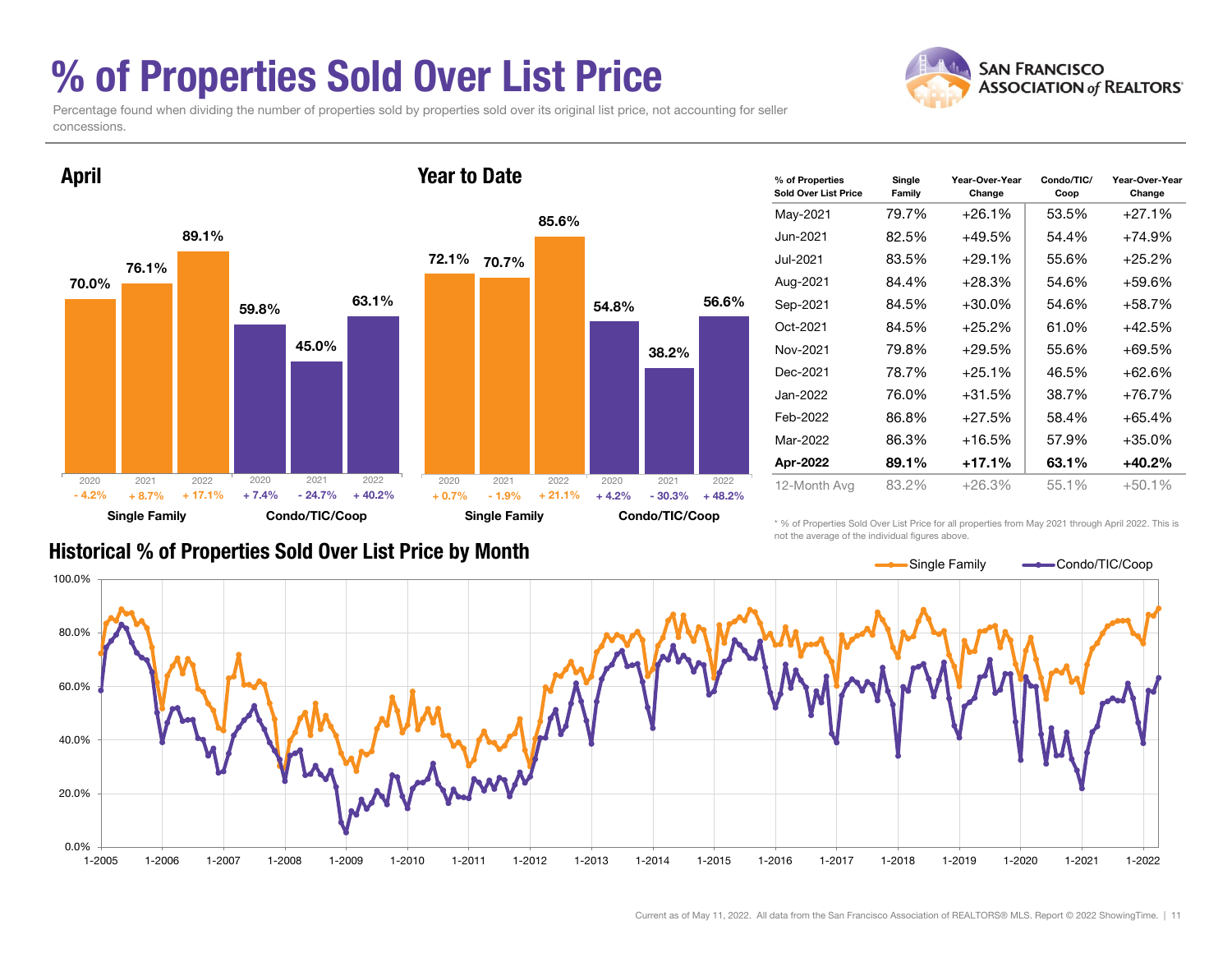# % of Properties Sold Over List Price

Percentage found when dividing the number of properties sold by properties sold over its original list price, not accounting for seller concessions.

## April

| | 2020 | 2021 | 2022 |
|---|---|---|---|
| Single Family | 70.0% | 76.1% | 89.1% |
| Change | - 4.2% | + 8.7% | + 17.1% |
| Condo/TIC/Coop | 59.8% | 45.0% | 63.1% |
| Change | + 7.4% | - 24.7% | + 40.2% |

## Year to Date

| | 2020 | 2021 | 2022 |
|---|---|---|---|
| Single Family | 72.1% | 70.7% | 85.6% |
| Change | + 0.7% | - 1.9% | + 21.1% |
| Condo/TIC/Coop | 54.8% | 38.2% | 56.6% |
| Change | + 4.2% | - 30.3% | + 48.2% |

| % of Properties Sold Over List Price | Single Family | Year-Over-Year Change | Condo/TIC/Coop | Year-Over-Year Change |
|---|---|---|---|---|
| May-2021 | 79.7% | +26.1% | 53.5% | +27.1% |
| Jun-2021 | 82.5% | +49.5% | 54.4% | +74.9% |
| Jul-2021 | 83.5% | +29.1% | 55.6% | +25.2% |
| Aug-2021 | 84.4% | +28.3% | 54.6% | +59.6% |
| Sep-2021 | 84.5% | +30.0% | 54.6% | +58.7% |
| Oct-2021 | 84.5% | +25.2% | 61.0% | +42.5% |
| Nov-2021 | 79.8% | +29.5% | 55.6% | +69.5% |
| Dec-2021 | 78.7% | +25.1% | 46.5% | +62.6% |
| Jan-2022 | 76.0% | +31.5% | 38.7% | +76.7% |
| Feb-2022 | 86.8% | +27.5% | 58.4% | +65.4% |
| Mar-2022 | 86.3% | +16.5% | 57.9% | +35.0% |
| **Apr-2022** | **89.1%** | **+17.1%** | **63.1%** | **+40.2%** |
| 12-Month Avg | 83.2% | +26.3% | 55.1% | +50.1% |

* % of Properties Sold Over List Price for all properties from May 2021 through April 2022. This is not the average of the individual figures above.

## Historical % of Properties Sold Over List Price by Month

Single Family — Condo/TIC/Coop

Current as of May 11, 2022. All data from the San Francisco Association of REALTORS® MLS. Report © 2022 ShowingTime.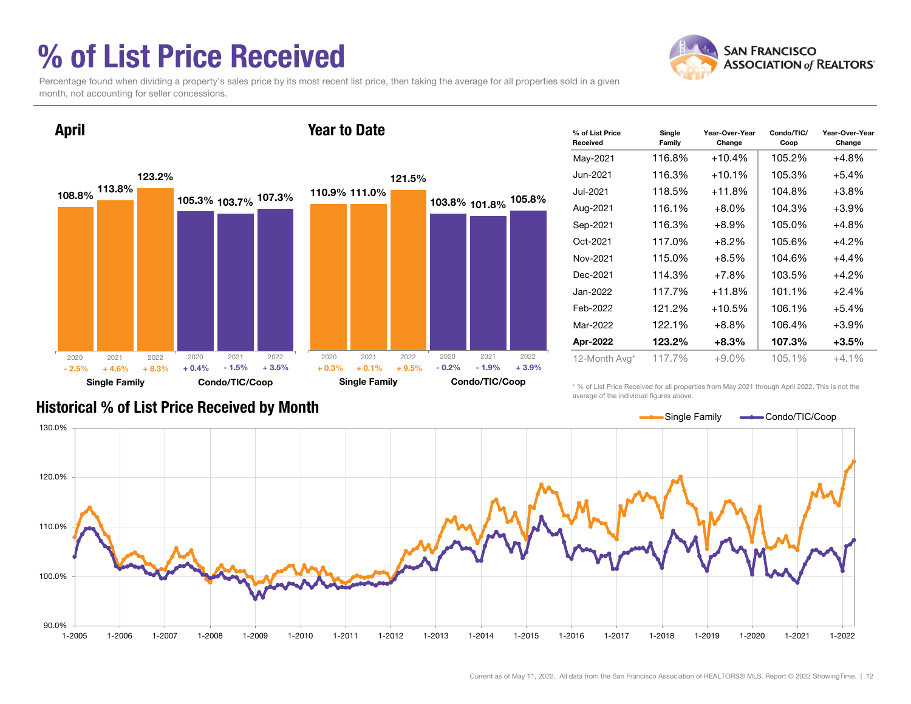# % of List Price Received

Percentage found when dividing a property's sales price by its most recent list price, then taking the average for all properties sold in a given month, not accounting for seller concessions.

## April

| | 2020 | 2021 | 2022 |
|---|---|---|---|
| Single Family | 108.8% (- 2.5%) | 113.8% (+ 4.6%) | 123.2% (+ 8.3%) |
| Condo/TIC/Coop | 105.3% (+ 0.4%) | 103.7% (- 1.5%) | 107.3% (+ 3.5%) |

## Year to Date

| | 2020 | 2021 | 2022 |
|---|---|---|---|
| Single Family | 110.9% (+ 0.3%) | 111.0% (+ 0.1%) | 121.5% (+ 9.5%) |
| Condo/TIC/Coop | 103.8% (- 0.2%) | 101.8% (- 1.9%) | 105.8% (+ 3.9%) |

| % of List Price Received | Single Family | Year-Over-Year Change | Condo/TIC/Coop | Year-Over-Year Change |
|---|---|---|---|---|
| May-2021 | 116.8% | +10.4% | 105.2% | +4.8% |
| Jun-2021 | 116.3% | +10.1% | 105.3% | +5.4% |
| Jul-2021 | 118.5% | +11.8% | 104.8% | +3.8% |
| Aug-2021 | 116.1% | +8.0% | 104.3% | +3.9% |
| Sep-2021 | 116.3% | +8.9% | 105.0% | +4.8% |
| Oct-2021 | 117.0% | +8.2% | 105.6% | +4.2% |
| Nov-2021 | 115.0% | +8.5% | 104.6% | +4.4% |
| Dec-2021 | 114.3% | +7.8% | 103.5% | +4.2% |
| Jan-2022 | 117.7% | +11.8% | 101.1% | +2.4% |
| Feb-2022 | 121.2% | +10.5% | 106.1% | +5.4% |
| Mar-2022 | 122.1% | +8.8% | 106.4% | +3.9% |
| **Apr-2022** | **123.2%** | **+8.3%** | **107.3%** | **+3.5%** |
| 12-Month Avg* | 117.7% | +9.0% | 105.1% | +4.1% |

\* % of List Price Received for all properties from May 2021 through April 2022. This is not the average of the individual figures above.

## Historical % of List Price Received by Month

Current as of May 11, 2022. All data from the San Francisco Association of REALTORS® MLS. Report © 2022 ShowingTime.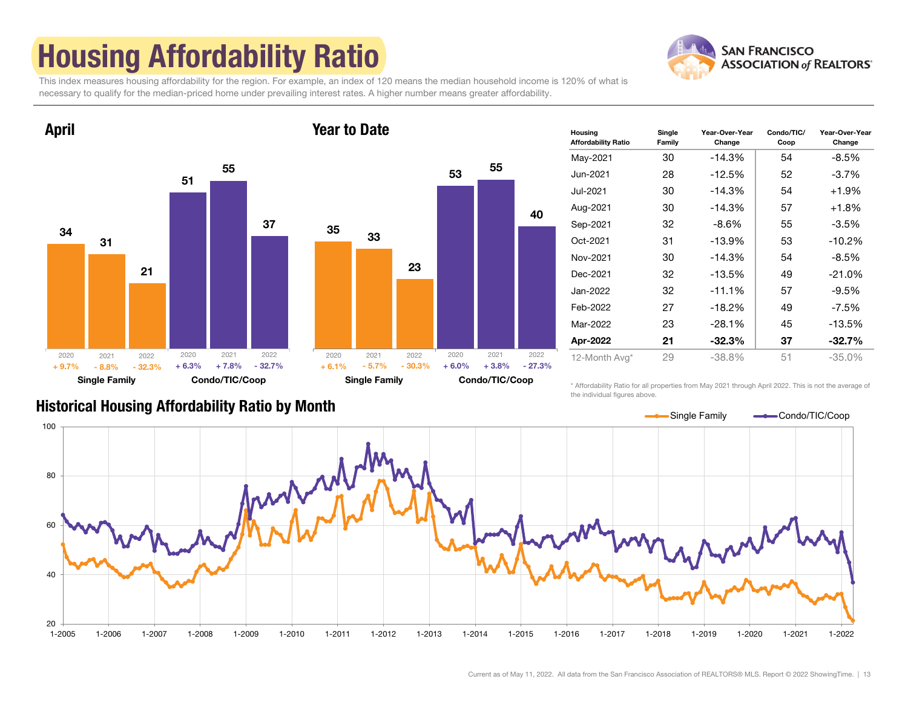# Housing Affordability Ratio

This index measures housing affordability for the region. For example, an index of 120 means the median household income is 120% of what is necessary to qualify for the median-priced home under prevailing interest rates. A higher number means greater affordability.

## April

| | 2020 | 2021 | 2022 |
|---|---|---|---|
| Single Family | 34 | 31 | 21 |
| Change | + 9.7% | - 8.8% | - 32.3% |
| Condo/TIC/Coop | 51 | 55 | 37 |
| Change | + 6.3% | + 7.8% | - 32.7% |

## Year to Date

| | 2020 | 2021 | 2022 |
|---|---|---|---|
| Single Family | 35 | 33 | 23 |
| Change | + 6.1% | - 5.7% | - 30.3% |
| Condo/TIC/Coop | 53 | 55 | 40 |
| Change | + 6.0% | + 3.8% | - 27.3% |

| Housing Affordability Ratio | Single Family | Year-Over-Year Change | Condo/TIC/Coop | Year-Over-Year Change |
|---|---|---|---|---|
| May-2021 | 30 | -14.3% | 54 | -8.5% |
| Jun-2021 | 28 | -12.5% | 52 | -3.7% |
| Jul-2021 | 30 | -14.3% | 54 | +1.9% |
| Aug-2021 | 30 | -14.3% | 57 | +1.8% |
| Sep-2021 | 32 | -8.6% | 55 | -3.5% |
| Oct-2021 | 31 | -13.9% | 53 | -10.2% |
| Nov-2021 | 30 | -14.3% | 54 | -8.5% |
| Dec-2021 | 32 | -13.5% | 49 | -21.0% |
| Jan-2022 | 32 | -11.1% | 57 | -9.5% |
| Feb-2022 | 27 | -18.2% | 49 | -7.5% |
| Mar-2022 | 23 | -28.1% | 45 | -13.5% |
| **Apr-2022** | **21** | **-32.3%** | **37** | **-32.7%** |
| 12-Month Avg* | 29 | -38.8% | 51 | -35.0% |

\* Affordability Ratio for all properties from May 2021 through April 2022. This is not the average of the individual figures above.

## Historical Housing Affordability Ratio by Month

Current as of May 11, 2022. All data from the San Francisco Association of REALTORS® MLS. Report © 2022 ShowingTime.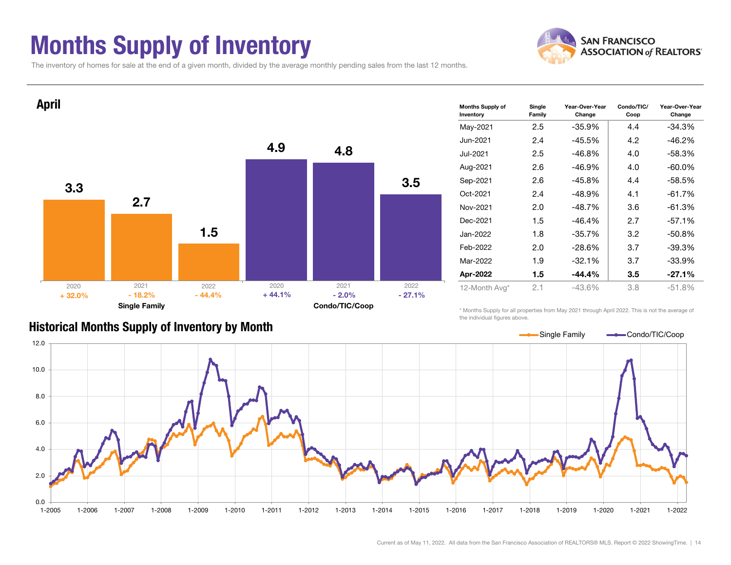# Months Supply of Inventory

The inventory of homes for sale at the end of a given month, divided by the average monthly pending sales from the last 12 months.

## April

| | 2020 | 2021 | 2022 |
|---|---|---|---|
| Single Family | 3.3 | 2.7 | 1.5 |
| Change | + 32.0% | - 18.2% | - 44.4% |
| Condo/TIC/Coop | 4.9 | 4.8 | 3.5 |
| Change | + 44.1% | - 2.0% | - 27.1% |

| Months Supply of Inventory | Single Family | Year-Over-Year Change | Condo/TIC/ Coop | Year-Over-Year Change |
|---|---|---|---|---|
| May-2021 | 2.5 | -35.9% | 4.4 | -34.3% |
| Jun-2021 | 2.4 | -45.5% | 4.2 | -46.2% |
| Jul-2021 | 2.5 | -46.8% | 4.0 | -58.3% |
| Aug-2021 | 2.6 | -46.9% | 4.0 | -60.0% |
| Sep-2021 | 2.6 | -45.8% | 4.4 | -58.5% |
| Oct-2021 | 2.4 | -48.9% | 4.1 | -61.7% |
| Nov-2021 | 2.0 | -48.7% | 3.6 | -61.3% |
| Dec-2021 | 1.5 | -46.4% | 2.7 | -57.1% |
| Jan-2022 | 1.8 | -35.7% | 3.2 | -50.8% |
| Feb-2022 | 2.0 | -28.6% | 3.7 | -39.3% |
| Mar-2022 | 1.9 | -32.1% | 3.7 | -33.9% |
| **Apr-2022** | **1.5** | **-44.4%** | **3.5** | **-27.1%** |
| 12-Month Avg* | 2.1 | -43.6% | 3.8 | -51.8% |

\* Months Supply for all properties from May 2021 through April 2022. This is not the average of the individual figures above.

## Historical Months Supply of Inventory by Month

Single Family — Condo/TIC/Coop

Current as of May 11, 2022. All data from the San Francisco Association of REALTORS® MLS. Report © 2022 ShowingTime.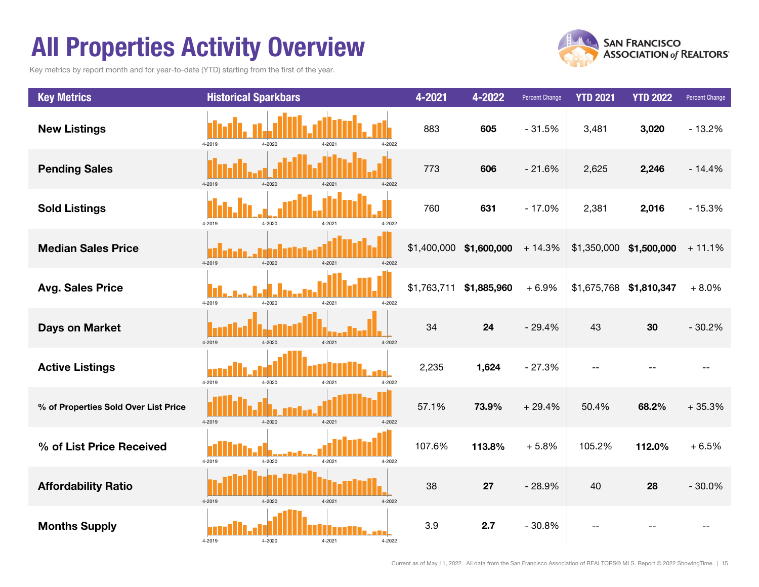# All Properties Activity Overview

Key metrics by report month and for year-to-date (YTD) starting from the first of the year.

| Key Metrics | Historical Sparkbars | 4-2021 | 4-2022 | Percent Change | YTD 2021 | YTD 2022 | Percent Change |
|---|---|---|---|---|---|---|---|
| New Listings | 4-2019 4-2020 4-2021 4-2022 | 883 | **605** | - 31.5% | 3,481 | **3,020** | - 13.2% |
| Pending Sales | 4-2019 4-2020 4-2021 4-2022 | 773 | **606** | - 21.6% | 2,625 | **2,246** | - 14.4% |
| Sold Listings | 4-2019 4-2020 4-2021 4-2022 | 760 | **631** | - 17.0% | 2,381 | **2,016** | - 15.3% |
| Median Sales Price | 4-2019 4-2020 4-2021 4-2022 | $1,400,000 | **$1,600,000** | + 14.3% | $1,350,000 | **$1,500,000** | + 11.1% |
| Avg. Sales Price | 4-2019 4-2020 4-2021 4-2022 | $1,763,711 | **$1,885,960** | + 6.9% | $1,675,768 | **$1,810,347** | + 8.0% |
| Days on Market | 4-2019 4-2020 4-2021 4-2022 | 34 | **24** | - 29.4% | 43 | **30** | - 30.2% |
| Active Listings | 4-2019 4-2020 4-2021 4-2022 | 2,235 | **1,624** | - 27.3% | -- | -- | -- |
| % of Properties Sold Over List Price | 4-2019 4-2020 4-2021 4-2022 | 57.1% | **73.9%** | + 29.4% | 50.4% | **68.2%** | + 35.3% |
| % of List Price Received | 4-2019 4-2020 4-2021 4-2022 | 107.6% | **113.8%** | + 5.8% | 105.2% | **112.0%** | + 6.5% |
| Affordability Ratio | 4-2019 4-2020 4-2021 4-2022 | 38 | **27** | - 28.9% | 40 | **28** | - 30.0% |
| Months Supply | 4-2019 4-2020 4-2021 4-2022 | 3.9 | **2.7** | - 30.8% | -- | -- | -- |

Current as of May 11, 2022. All data from the San Francisco Association of REALTORS® MLS. Report © 2022 ShowingTime.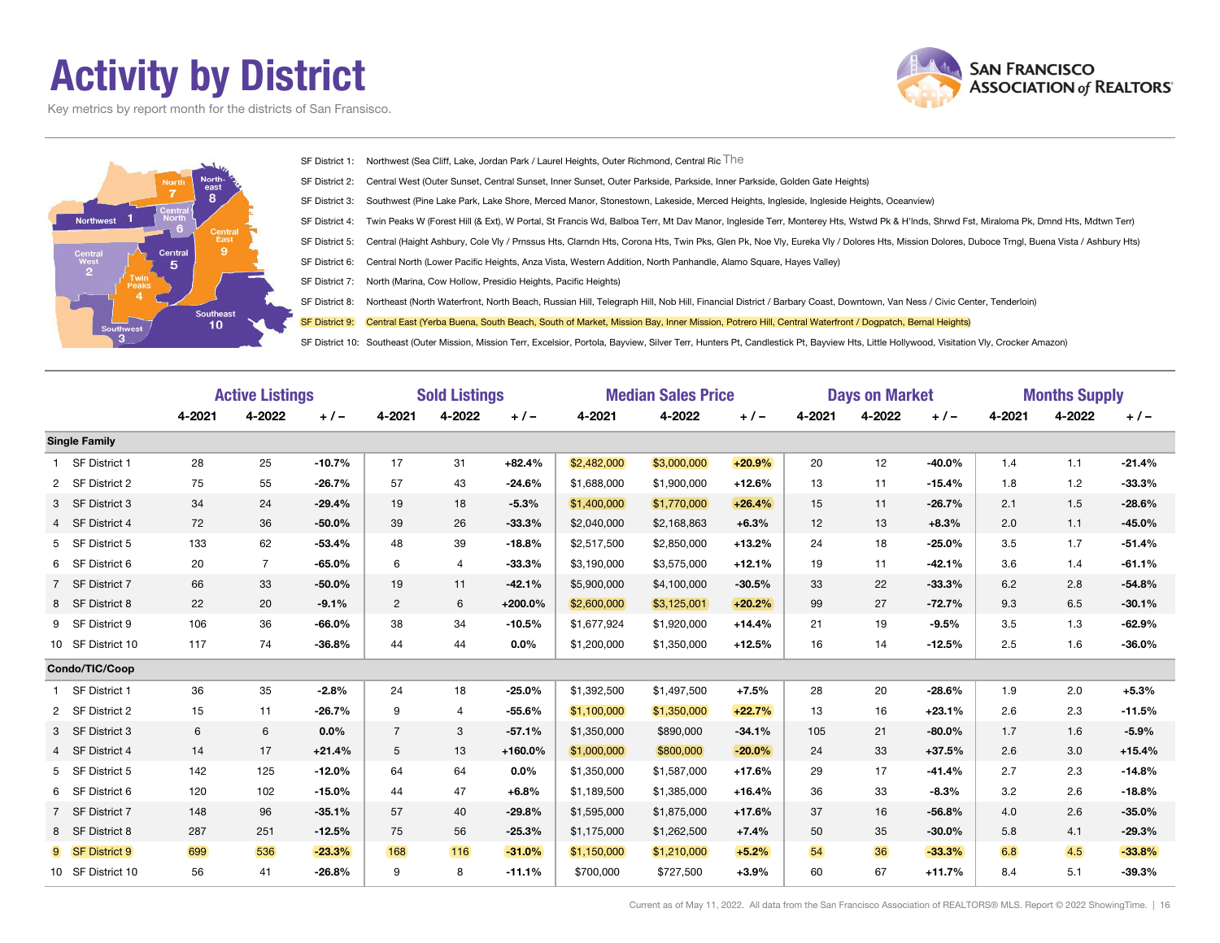# Activity by District

Key metrics by report month for the districts of San Fransisco.

SAN FRANCISCO ASSOCIATION of REALTORS

SF District 1: Northwest (Sea Cliff, Lake, Jordan Park / Laurel Heights, Outer Richmond, Central Ric The

SF District 2: Central West (Outer Sunset, Central Sunset, Inner Sunset, Outer Parkside, Parkside, Inner Parkside, Golden Gate Heights)

SF District 3: Southwest (Pine Lake Park, Lake Shore, Merced Manor, Stonestown, Lakeside, Merced Heights, Ingleside, Ingleside Heights, Oceanview)

SF District 4: Twin Peaks W (Forest Hill (& Ext), W Portal, St Francis Wd, Balboa Terr, Mt Dav Manor, Ingleside Terr, Monterey Hts, Wstwd Pk & H'lnds, Shrwd Fst, Miraloma Pk, Dmnd Hts, Mdtwn Terr)

SF District 5: Central (Haight Ashbury, Cole Vly / Prnssus Hts, Clarndn Hts, Corona Hts, Twin Pks, Glen Pk, Noe Vly, Eureka Vly / Dolores Hts, Mission Dolores, Duboce Trngl, Buena Vista / Ashbury Hts)

SF District 6: Central North (Lower Pacific Heights, Anza Vista, Western Addition, North Panhandle, Alamo Square, Hayes Valley)

SF District 7: North (Marina, Cow Hollow, Presidio Heights, Pacific Heights)

SF District 8: Northeast (North Waterfront, North Beach, Russian Hill, Telegraph Hill, Nob Hill, Financial District / Barbary Coast, Downtown, Van Ness / Civic Center, Tenderloin)

SF District 9: Central East (Yerba Buena, South Beach, South of Market, Mission Bay, Inner Mission, Potrero Hill, Central Waterfront / Dogpatch, Bernal Heights)

SF District 10: Southeast (Outer Mission, Mission Terr, Excelsior, Portola, Bayview, Silver Terr, Hunters Pt, Candlestick Pt, Bayview Hts, Little Hollywood, Visitation Vly, Crocker Amazon)

| | | Active Listings | | | Sold Listings | | | Median Sales Price | | | Days on Market | | | Months Supply | | |
|---|---|---|---|---|---|---|---|---|---|---|---|---|---|---|---|---|
| | | 4-2021 | 4-2022 | + / – | 4-2021 | 4-2022 | + / – | 4-2021 | 4-2022 | + / – | 4-2021 | 4-2022 | + / – | 4-2021 | 4-2022 | + / – |
| **Single Family** | | | | | | | | | | | | | | | | |
| 1 | SF District 1 | 28 | 25 | -10.7% | 17 | 31 | +82.4% | $2,482,000 | $3,000,000 | +20.9% | 20 | 12 | -40.0% | 1.4 | 1.1 | -21.4% |
| 2 | SF District 2 | 75 | 55 | -26.7% | 57 | 43 | -24.6% | $1,688,000 | $1,900,000 | +12.6% | 13 | 11 | -15.4% | 1.8 | 1.2 | -33.3% |
| 3 | SF District 3 | 34 | 24 | -29.4% | 19 | 18 | -5.3% | $1,400,000 | $1,770,000 | +26.4% | 15 | 11 | -26.7% | 2.1 | 1.5 | -28.6% |
| 4 | SF District 4 | 72 | 36 | -50.0% | 39 | 26 | -33.3% | $2,040,000 | $2,168,863 | +6.3% | 12 | 13 | +8.3% | 2.0 | 1.1 | -45.0% |
| 5 | SF District 5 | 133 | 62 | -53.4% | 48 | 39 | -18.8% | $2,517,500 | $2,850,000 | +13.2% | 24 | 18 | -25.0% | 3.5 | 1.7 | -51.4% |
| 6 | SF District 6 | 20 | 7 | -65.0% | 6 | 4 | -33.3% | $3,190,000 | $3,575,000 | +12.1% | 19 | 11 | -42.1% | 3.6 | 1.4 | -61.1% |
| 7 | SF District 7 | 66 | 33 | -50.0% | 19 | 11 | -42.1% | $5,900,000 | $4,100,000 | -30.5% | 33 | 22 | -33.3% | 6.2 | 2.8 | -54.8% |
| 8 | SF District 8 | 22 | 20 | -9.1% | 2 | 6 | +200.0% | $2,600,000 | $3,125,001 | +20.2% | 99 | 27 | -72.7% | 9.3 | 6.5 | -30.1% |
| 9 | SF District 9 | 106 | 36 | -66.0% | 38 | 34 | -10.5% | $1,677,924 | $1,920,000 | +14.4% | 21 | 19 | -9.5% | 3.5 | 1.3 | -62.9% |
| 10 | SF District 10 | 117 | 74 | -36.8% | 44 | 44 | 0.0% | $1,200,000 | $1,350,000 | +12.5% | 16 | 14 | -12.5% | 2.5 | 1.6 | -36.0% |
| **Condo/TIC/Coop** | | | | | | | | | | | | | | | | |
| 1 | SF District 1 | 36 | 35 | -2.8% | 24 | 18 | -25.0% | $1,392,500 | $1,497,500 | +7.5% | 28 | 20 | -28.6% | 1.9 | 2.0 | +5.3% |
| 2 | SF District 2 | 15 | 11 | -26.7% | 9 | 4 | -55.6% | $1,100,000 | $1,350,000 | +22.7% | 13 | 16 | +23.1% | 2.6 | 2.3 | -11.5% |
| 3 | SF District 3 | 6 | 6 | 0.0% | 7 | 3 | -57.1% | $1,350,000 | $890,000 | -34.1% | 105 | 21 | -80.0% | 1.7 | 1.6 | -5.9% |
| 4 | SF District 4 | 14 | 17 | +21.4% | 5 | 13 | +160.0% | $1,000,000 | $800,000 | -20.0% | 24 | 33 | +37.5% | 2.6 | 3.0 | +15.4% |
| 5 | SF District 5 | 142 | 125 | -12.0% | 64 | 64 | 0.0% | $1,350,000 | $1,587,000 | +17.6% | 29 | 17 | -41.4% | 2.7 | 2.3 | -14.8% |
| 6 | SF District 6 | 120 | 102 | -15.0% | 44 | 47 | +6.8% | $1,189,500 | $1,385,000 | +16.4% | 36 | 33 | -8.3% | 3.2 | 2.6 | -18.8% |
| 7 | SF District 7 | 148 | 96 | -35.1% | 57 | 40 | -29.8% | $1,595,000 | $1,875,000 | +17.6% | 37 | 16 | -56.8% | 4.0 | 2.6 | -35.0% |
| 8 | SF District 8 | 287 | 251 | -12.5% | 75 | 56 | -25.3% | $1,175,000 | $1,262,500 | +7.4% | 50 | 35 | -30.0% | 5.8 | 4.1 | -29.3% |
| 9 | SF District 9 | 699 | 536 | -23.3% | 168 | 116 | -31.0% | $1,150,000 | $1,210,000 | +5.2% | 54 | 36 | -33.3% | 6.8 | 4.5 | -33.8% |
| 10 | SF District 10 | 56 | 41 | -26.8% | 9 | 8 | -11.1% | $700,000 | $727,500 | +3.9% | 60 | 67 | +11.7% | 8.4 | 5.1 | -39.3% |

Current as of May 11, 2022. All data from the San Francisco Association of REALTORS® MLS. Report © 2022 ShowingTime.